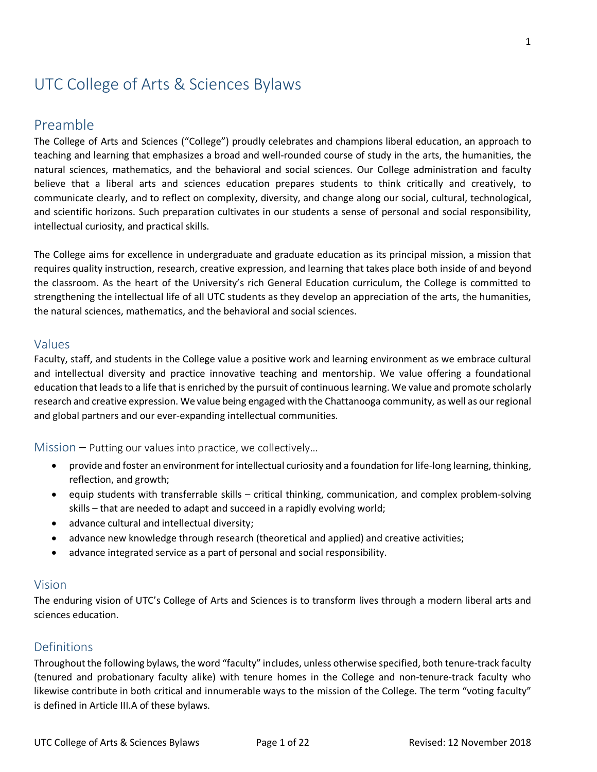# UTC College of Arts & Sciences Bylaws

## Preamble

The College of Arts and Sciences ("College") proudly celebrates and champions liberal education, an approach to teaching and learning that emphasizes a broad and well-rounded course of study in the arts, the humanities, the natural sciences, mathematics, and the behavioral and social sciences. Our College administration and faculty believe that a liberal arts and sciences education prepares students to think critically and creatively, to communicate clearly, and to reflect on complexity, diversity, and change along our social, cultural, technological, and scientific horizons. Such preparation cultivates in our students a sense of personal and social responsibility, intellectual curiosity, and practical skills.

The College aims for excellence in undergraduate and graduate education as its principal mission, a mission that requires quality instruction, research, creative expression, and learning that takes place both inside of and beyond the classroom. As the heart of the University's rich General Education curriculum, the College is committed to strengthening the intellectual life of all UTC students as they develop an appreciation of the arts, the humanities, the natural sciences, mathematics, and the behavioral and social sciences.

### Values

Faculty, staff, and students in the College value a positive work and learning environment as we embrace cultural and intellectual diversity and practice innovative teaching and mentorship. We value offering a foundational education that leads to a life that is enriched by the pursuit of continuous learning. We value and promote scholarly research and creative expression. We value being engaged with the Chattanooga community, as well as our regional and global partners and our ever-expanding intellectual communities.

### Mission – Putting our values into practice, we collectively…

- provide and foster an environment for intellectual curiosity and a foundation for life-long learning, thinking, reflection, and growth;
- equip students with transferrable skills – critical thinking, communication, and complex problem-solving skills – that are needed to adapt and succeed in a rapidly evolving world;
- advance cultural and intellectual diversity;
- advance new knowledge through research (theoretical and applied) and creative activities;
- advance integrated service as a part of personal and social responsibility.

### Vision

The enduring vision of UTC's College of Arts and Sciences is to transform lives through a modern liberal arts and sciences education.

## Definitions

Throughout the following bylaws, the word "faculty" includes, unless otherwise specified, both tenure-track faculty (tenured and probationary faculty alike) with tenure homes in the College and non-tenure-track faculty who likewise contribute in both critical and innumerable ways to the mission of the College. The term "voting faculty" is defined in Article III.A of these bylaws.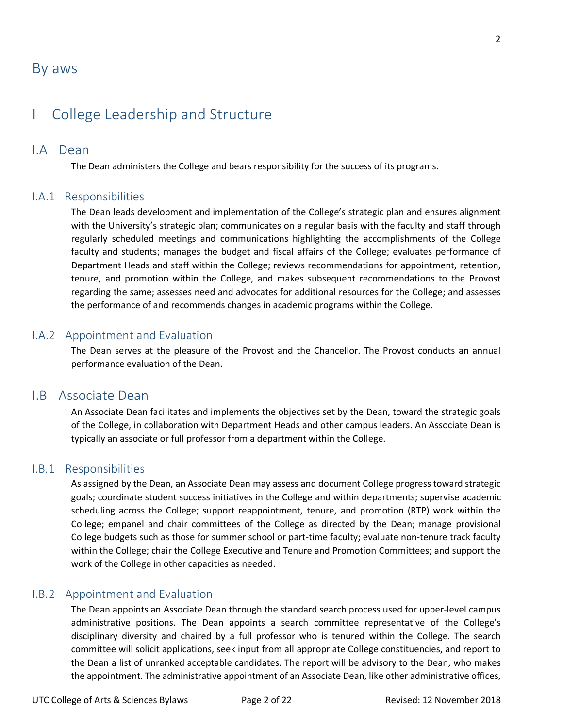# Bylaws

## I College Leadership and Structure

### I.A Dean

The Dean administers the College and bears responsibility for the success of its programs.

#### I.A.1 Responsibilities

The Dean leads development and implementation of the College's strategic plan and ensures alignment with the University's strategic plan; communicates on a regular basis with the faculty and staff through regularly scheduled meetings and communications highlighting the accomplishments of the College faculty and students; manages the budget and fiscal affairs of the College; evaluates performance of Department Heads and staff within the College; reviews recommendations for appointment, retention, tenure, and promotion within the College, and makes subsequent recommendations to the Provost regarding the same; assesses need and advocates for additional resources for the College; and assesses the performance of and recommends changes in academic programs within the College.

#### I.A.2 Appointment and Evaluation

The Dean serves at the pleasure of the Provost and the Chancellor. The Provost conducts an annual performance evaluation of the Dean.

### I.B Associate Dean

An Associate Dean facilitates and implements the objectives set by the Dean, toward the strategic goals of the College, in collaboration with Department Heads and other campus leaders. An Associate Dean is typically an associate or full professor from a department within the College.

#### I.B.1 Responsibilities

As assigned by the Dean, an Associate Dean may assess and document College progress toward strategic goals; coordinate student success initiatives in the College and within departments; supervise academic scheduling across the College; support reappointment, tenure, and promotion (RTP) work within the College; empanel and chair committees of the College as directed by the Dean; manage provisional College budgets such as those for summer school or part-time faculty; evaluate non-tenure track faculty within the College; chair the College Executive and Tenure and Promotion Committees; and support the work of the College in other capacities as needed.

#### I.B.2 Appointment and Evaluation

The Dean appoints an Associate Dean through the standard search process used for upper-level campus administrative positions. The Dean appoints a search committee representative of the College's disciplinary diversity and chaired by a full professor who is tenured within the College. The search committee will solicit applications, seek input from all appropriate College constituencies, and report to the Dean a list of unranked acceptable candidates. The report will be advisory to the Dean, who makes the appointment. The administrative appointment of an Associate Dean, like other administrative offices,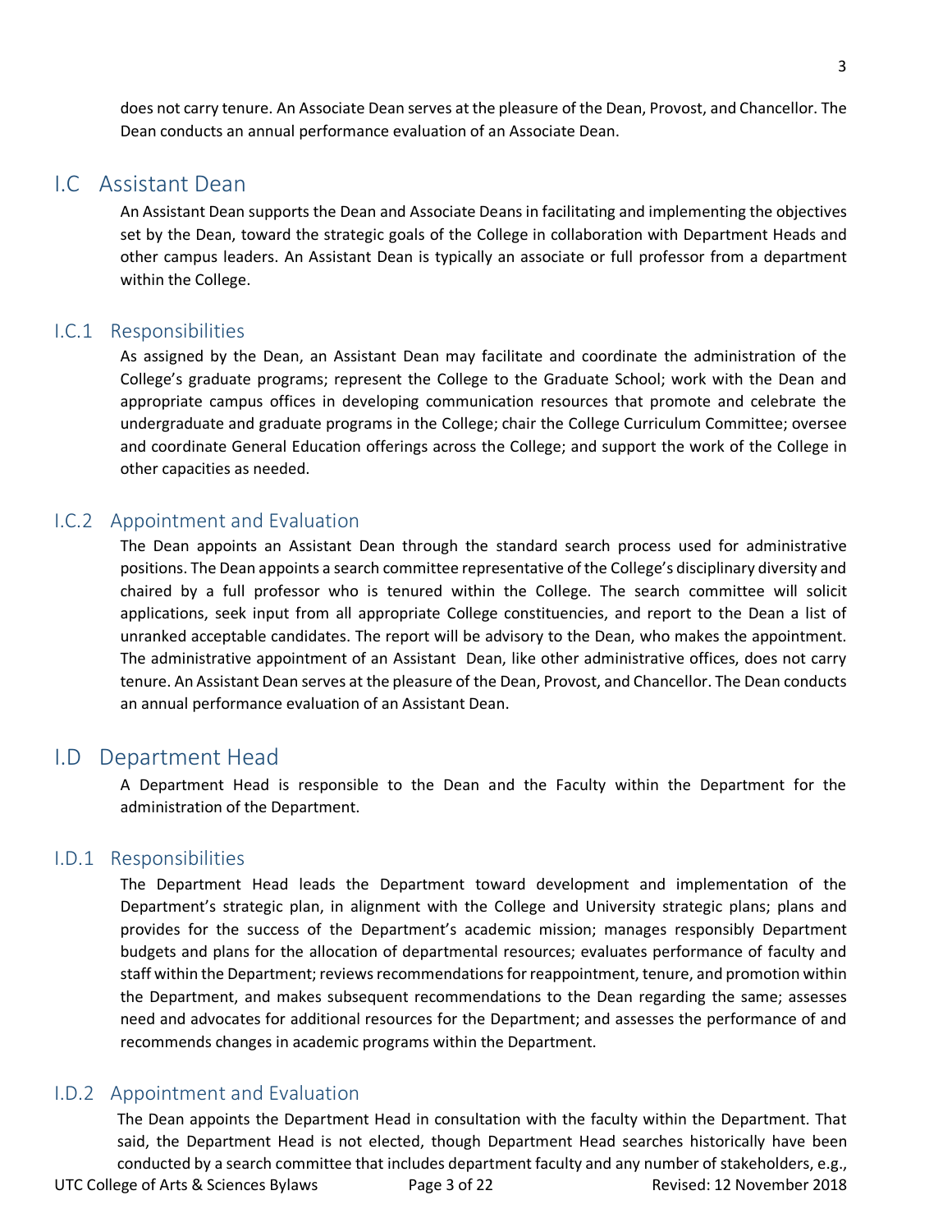does not carry tenure. An Associate Dean serves at the pleasure of the Dean, Provost, and Chancellor. The Dean conducts an annual performance evaluation of an Associate Dean.

## I.C Assistant Dean

An Assistant Dean supports the Dean and Associate Deans in facilitating and implementing the objectives set by the Dean, toward the strategic goals of the College in collaboration with Department Heads and other campus leaders. An Assistant Dean is typically an associate or full professor from a department within the College.

### I.C.1 Responsibilities

As assigned by the Dean, an Assistant Dean may facilitate and coordinate the administration of the College's graduate programs; represent the College to the Graduate School; work with the Dean and appropriate campus offices in developing communication resources that promote and celebrate the undergraduate and graduate programs in the College; chair the College Curriculum Committee; oversee and coordinate General Education offerings across the College; and support the work of the College in other capacities as needed.

### I.C.2 Appointment and Evaluation

The Dean appoints an Assistant Dean through the standard search process used for administrative positions. The Dean appoints a search committee representative of the College's disciplinary diversity and chaired by a full professor who is tenured within the College. The search committee will solicit applications, seek input from all appropriate College constituencies, and report to the Dean a list of unranked acceptable candidates. The report will be advisory to the Dean, who makes the appointment. The administrative appointment of an Assistant Dean, like other administrative offices, does not carry tenure. An Assistant Dean serves at the pleasure of the Dean, Provost, and Chancellor. The Dean conducts an annual performance evaluation of an Assistant Dean.

## I.D Department Head

A Department Head is responsible to the Dean and the Faculty within the Department for the administration of the Department.

### I.D.1 Responsibilities

The Department Head leads the Department toward development and implementation of the Department's strategic plan, in alignment with the College and University strategic plans; plans and provides for the success of the Department's academic mission; manages responsibly Department budgets and plans for the allocation of departmental resources; evaluates performance of faculty and staff within the Department; reviews recommendations for reappointment, tenure, and promotion within the Department, and makes subsequent recommendations to the Dean regarding the same; assesses need and advocates for additional resources for the Department; and assesses the performance of and recommends changes in academic programs within the Department.

### I.D.2 Appointment and Evaluation

The Dean appoints the Department Head in consultation with the faculty within the Department. That said, the Department Head is not elected, though Department Head searches historically have been conducted by a search committee that includes department faculty and any number of stakeholders, e.g.,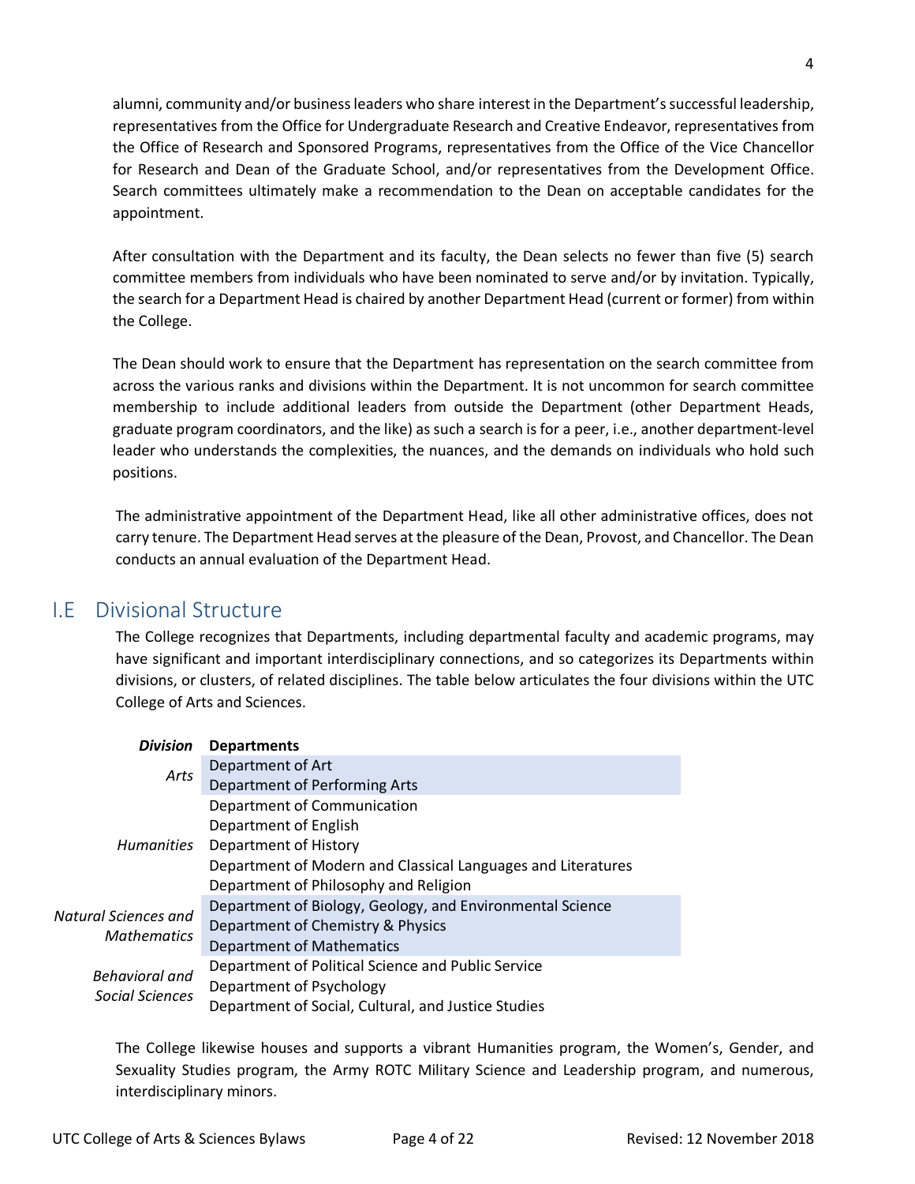alumni, community and/or business leaders who share interest in the Department's successful leadership, representatives from the Office for Undergraduate Research and Creative Endeavor, representatives from the Office of Research and Sponsored Programs, representatives from the Office of the Vice Chancellor for Research and Dean of the Graduate School, and/or representatives from the Development Office. Search committees ultimately make a recommendation to the Dean on acceptable candidates for the appointment.

After consultation with the Department and its faculty, the Dean selects no fewer than five (5) search committee members from individuals who have been nominated to serve and/or by invitation. Typically, the search for a Department Head is chaired by another Department Head (current or former) from within the College.

The Dean should work to ensure that the Department has representation on the search committee from across the various ranks and divisions within the Department. It is not uncommon for search committee membership to include additional leaders from outside the Department (other Department Heads, graduate program coordinators, and the like) as such a search is for a peer, i.e., another department-level leader who understands the complexities, the nuances, and the demands on individuals who hold such positions.

The administrative appointment of the Department Head, like all other administrative offices, does not carry tenure. The Department Head serves at the pleasure of the Dean, Provost, and Chancellor. The Dean conducts an annual evaluation of the Department Head.

## I.E Divisional Structure

The College recognizes that Departments, including departmental faculty and academic programs, may have significant and important interdisciplinary connections, and so categorizes its Departments within divisions, or clusters, of related disciplines. The table below articulates the four divisions within the UTC College of Arts and Sciences.

| *Division* | **Departments** |
|---|---|
| *Arts* | Department of Art |
| | Department of Performing Arts |
| *Humanities* | Department of Communication |
| | Department of English |
| | Department of History |
| | Department of Modern and Classical Languages and Literatures |
| | Department of Philosophy and Religion |
| *Natural Sciences and Mathematics* | Department of Biology, Geology, and Environmental Science |
| | Department of Chemistry & Physics |
| | Department of Mathematics |
| *Behavioral and Social Sciences* | Department of Political Science and Public Service |
| | Department of Psychology |
| | Department of Social, Cultural, and Justice Studies |

The College likewise houses and supports a vibrant Humanities program, the Women's, Gender, and Sexuality Studies program, the Army ROTC Military Science and Leadership program, and numerous, interdisciplinary minors.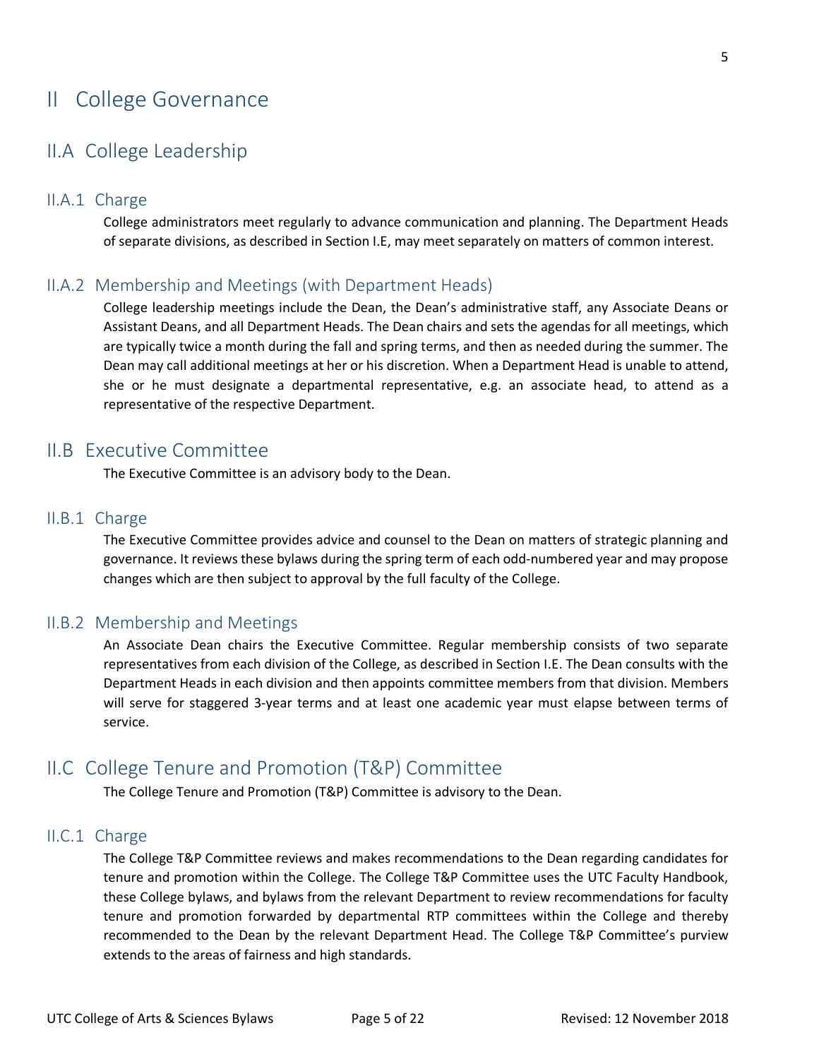# II College Governance

## II.A College Leadership

### II.A.1 Charge

College administrators meet regularly to advance communication and planning. The Department Heads of separate divisions, as described in Section I.E, may meet separately on matters of common interest.

### II.A.2 Membership and Meetings (with Department Heads)

College leadership meetings include the Dean, the Dean's administrative staff, any Associate Deans or Assistant Deans, and all Department Heads. The Dean chairs and sets the agendas for all meetings, which are typically twice a month during the fall and spring terms, and then as needed during the summer. The Dean may call additional meetings at her or his discretion. When a Department Head is unable to attend, she or he must designate a departmental representative, e.g. an associate head, to attend as a representative of the respective Department.

## II.B Executive Committee

The Executive Committee is an advisory body to the Dean.

### II.B.1 Charge

The Executive Committee provides advice and counsel to the Dean on matters of strategic planning and governance. It reviews these bylaws during the spring term of each odd-numbered year and may propose changes which are then subject to approval by the full faculty of the College.

### II.B.2 Membership and Meetings

An Associate Dean chairs the Executive Committee. Regular membership consists of two separate representatives from each division of the College, as described in Section I.E. The Dean consults with the Department Heads in each division and then appoints committee members from that division. Members will serve for staggered 3-year terms and at least one academic year must elapse between terms of service.

## II.C College Tenure and Promotion (T&P) Committee

The College Tenure and Promotion (T&P) Committee is advisory to the Dean.

### II.C.1 Charge

The College T&P Committee reviews and makes recommendations to the Dean regarding candidates for tenure and promotion within the College. The College T&P Committee uses the UTC Faculty Handbook, these College bylaws, and bylaws from the relevant Department to review recommendations for faculty tenure and promotion forwarded by departmental RTP committees within the College and thereby recommended to the Dean by the relevant Department Head. The College T&P Committee's purview extends to the areas of fairness and high standards.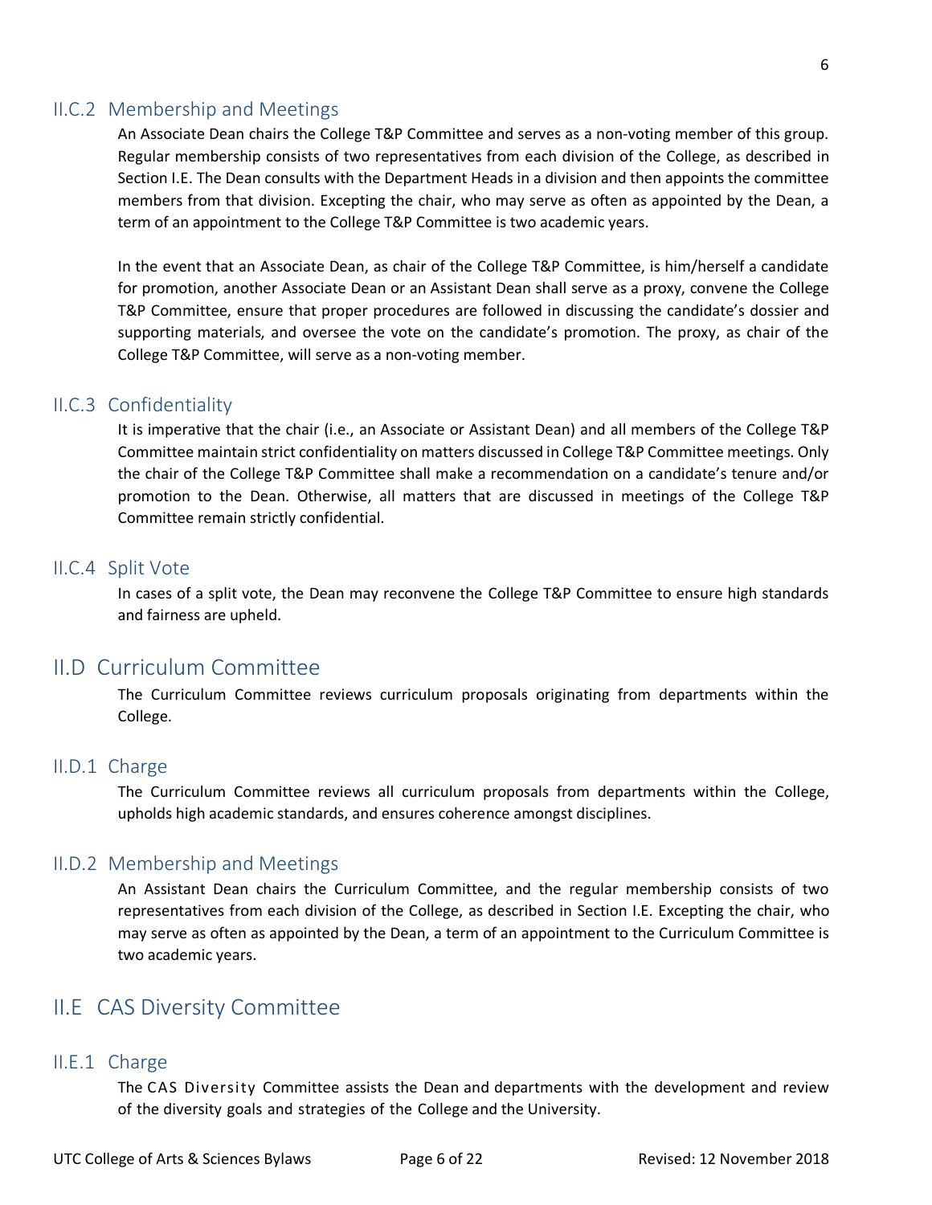### II.C.2 Membership and Meetings

An Associate Dean chairs the College T&P Committee and serves as a non-voting member of this group. Regular membership consists of two representatives from each division of the College, as described in Section I.E. The Dean consults with the Department Heads in a division and then appoints the committee members from that division. Excepting the chair, who may serve as often as appointed by the Dean, a term of an appointment to the College T&P Committee is two academic years.

In the event that an Associate Dean, as chair of the College T&P Committee, is him/herself a candidate for promotion, another Associate Dean or an Assistant Dean shall serve as a proxy, convene the College T&P Committee, ensure that proper procedures are followed in discussing the candidate's dossier and supporting materials, and oversee the vote on the candidate's promotion. The proxy, as chair of the College T&P Committee, will serve as a non-voting member.

### II.C.3 Confidentiality

It is imperative that the chair (i.e., an Associate or Assistant Dean) and all members of the College T&P Committee maintain strict confidentiality on matters discussed in College T&P Committee meetings. Only the chair of the College T&P Committee shall make a recommendation on a candidate's tenure and/or promotion to the Dean. Otherwise, all matters that are discussed in meetings of the College T&P Committee remain strictly confidential.

### II.C.4 Split Vote

In cases of a split vote, the Dean may reconvene the College T&P Committee to ensure high standards and fairness are upheld.

## II.D Curriculum Committee

The Curriculum Committee reviews curriculum proposals originating from departments within the College.

### II.D.1 Charge

The Curriculum Committee reviews all curriculum proposals from departments within the College, upholds high academic standards, and ensures coherence amongst disciplines.

### II.D.2 Membership and Meetings

An Assistant Dean chairs the Curriculum Committee, and the regular membership consists of two representatives from each division of the College, as described in Section I.E. Excepting the chair, who may serve as often as appointed by the Dean, a term of an appointment to the Curriculum Committee is two academic years.

## II.E CAS Diversity Committee

### II.E.1 Charge

The CAS Diversity Committee assists the Dean and departments with the development and review of the diversity goals and strategies of the College and the University.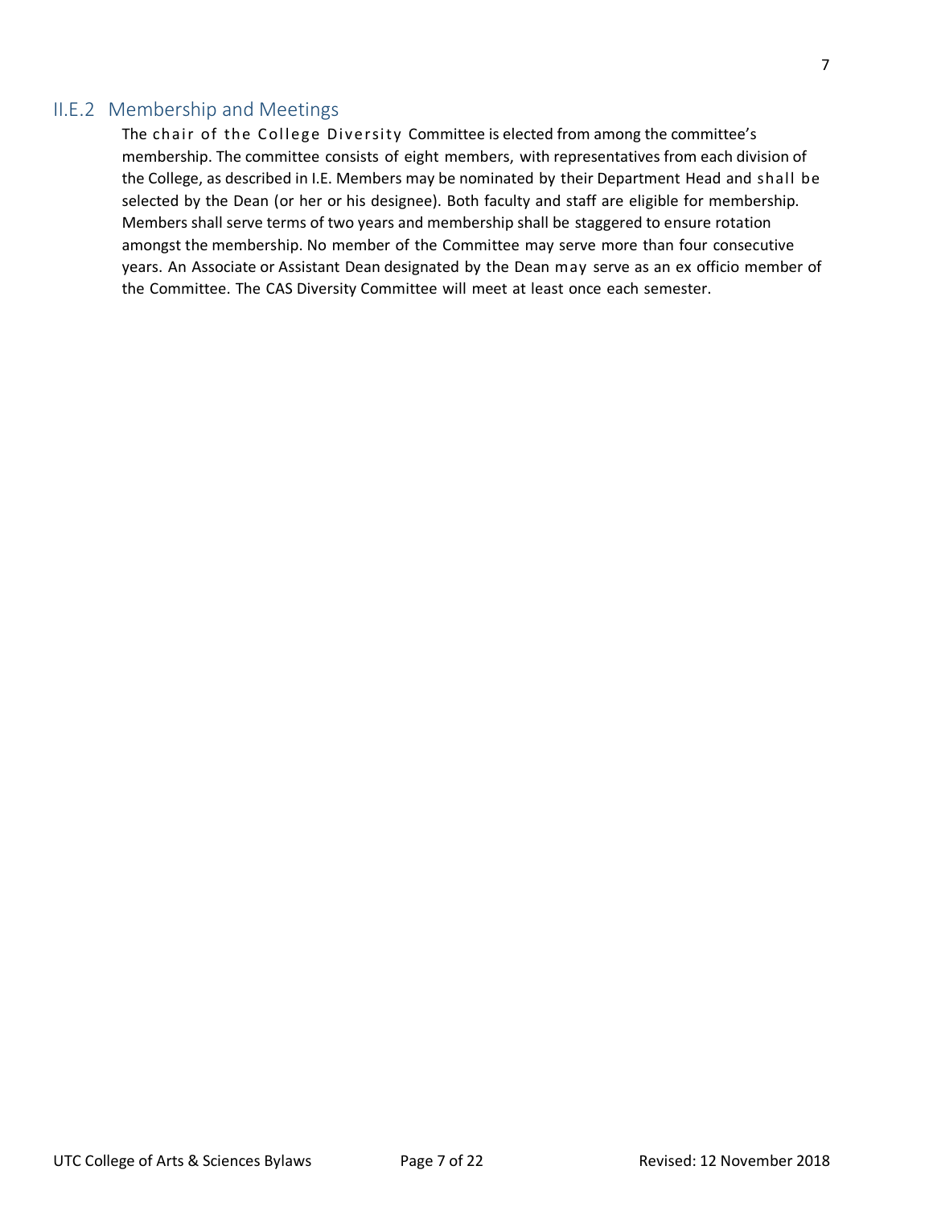### II.E.2 Membership and Meetings

The chair of the College Diversity Committee is elected from among the committee's membership. The committee consists of eight members, with representatives from each division of the College, as described in I.E. Members may be nominated by their Department Head and shall be selected by the Dean (or her or his designee). Both faculty and staff are eligible for membership. Members shall serve terms of two years and membership shall be staggered to ensure rotation amongst the membership. No member of the Committee may serve more than four consecutive years. An Associate or Assistant Dean designated by the Dean may serve as an ex officio member of the Committee. The CAS Diversity Committee will meet at least once each semester.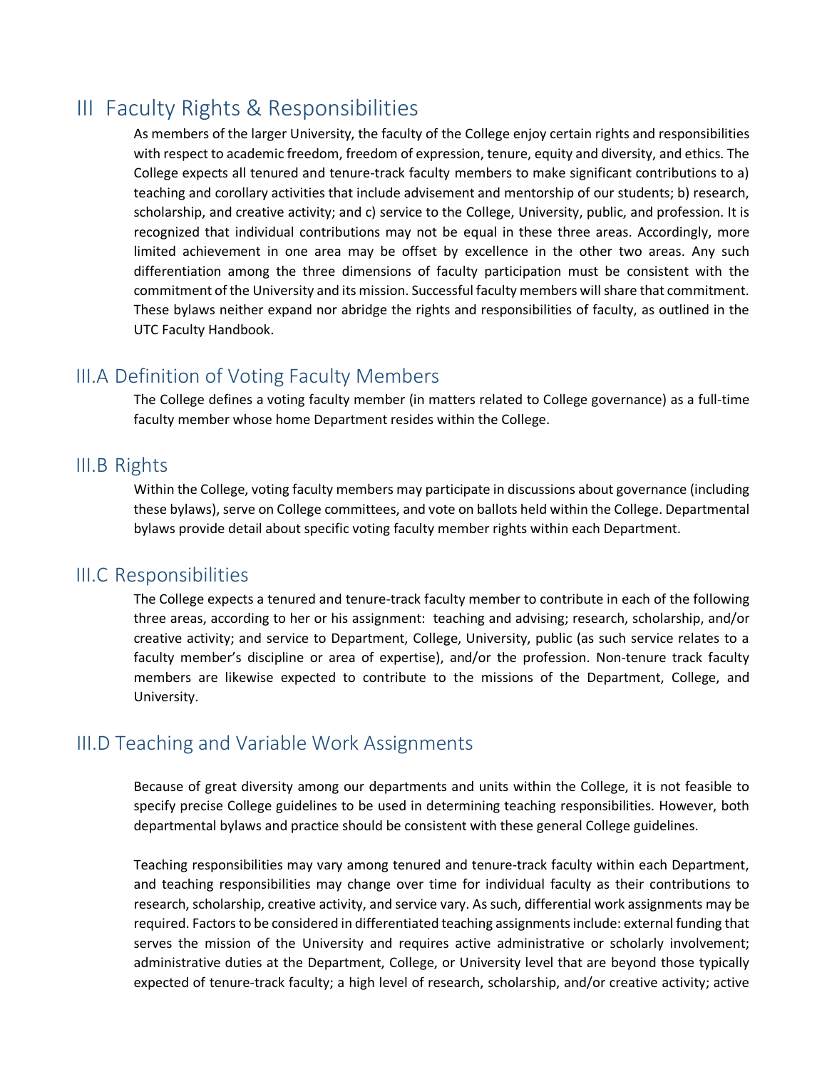# III Faculty Rights & Responsibilities

As members of the larger University, the faculty of the College enjoy certain rights and responsibilities with respect to academic freedom, freedom of expression, tenure, equity and diversity, and ethics. The College expects all tenured and tenure-track faculty members to make significant contributions to a) teaching and corollary activities that include advisement and mentorship of our students; b) research, scholarship, and creative activity; and c) service to the College, University, public, and profession. It is recognized that individual contributions may not be equal in these three areas. Accordingly, more limited achievement in one area may be offset by excellence in the other two areas. Any such differentiation among the three dimensions of faculty participation must be consistent with the commitment of the University and its mission. Successful faculty members will share that commitment. These bylaws neither expand nor abridge the rights and responsibilities of faculty, as outlined in the UTC Faculty Handbook.

## III.A Definition of Voting Faculty Members

The College defines a voting faculty member (in matters related to College governance) as a full-time faculty member whose home Department resides within the College.

## III.B Rights

Within the College, voting faculty members may participate in discussions about governance (including these bylaws), serve on College committees, and vote on ballots held within the College. Departmental bylaws provide detail about specific voting faculty member rights within each Department.

## III.C Responsibilities

The College expects a tenured and tenure-track faculty member to contribute in each of the following three areas, according to her or his assignment: teaching and advising; research, scholarship, and/or creative activity; and service to Department, College, University, public (as such service relates to a faculty member's discipline or area of expertise), and/or the profession. Non-tenure track faculty members are likewise expected to contribute to the missions of the Department, College, and University.

## III.D Teaching and Variable Work Assignments

Because of great diversity among our departments and units within the College, it is not feasible to specify precise College guidelines to be used in determining teaching responsibilities. However, both departmental bylaws and practice should be consistent with these general College guidelines.

Teaching responsibilities may vary among tenured and tenure-track faculty within each Department, and teaching responsibilities may change over time for individual faculty as their contributions to research, scholarship, creative activity, and service vary. As such, differential work assignments may be required. Factors to be considered in differentiated teaching assignments include: external funding that serves the mission of the University and requires active administrative or scholarly involvement; administrative duties at the Department, College, or University level that are beyond those typically expected of tenure-track faculty; a high level of research, scholarship, and/or creative activity; active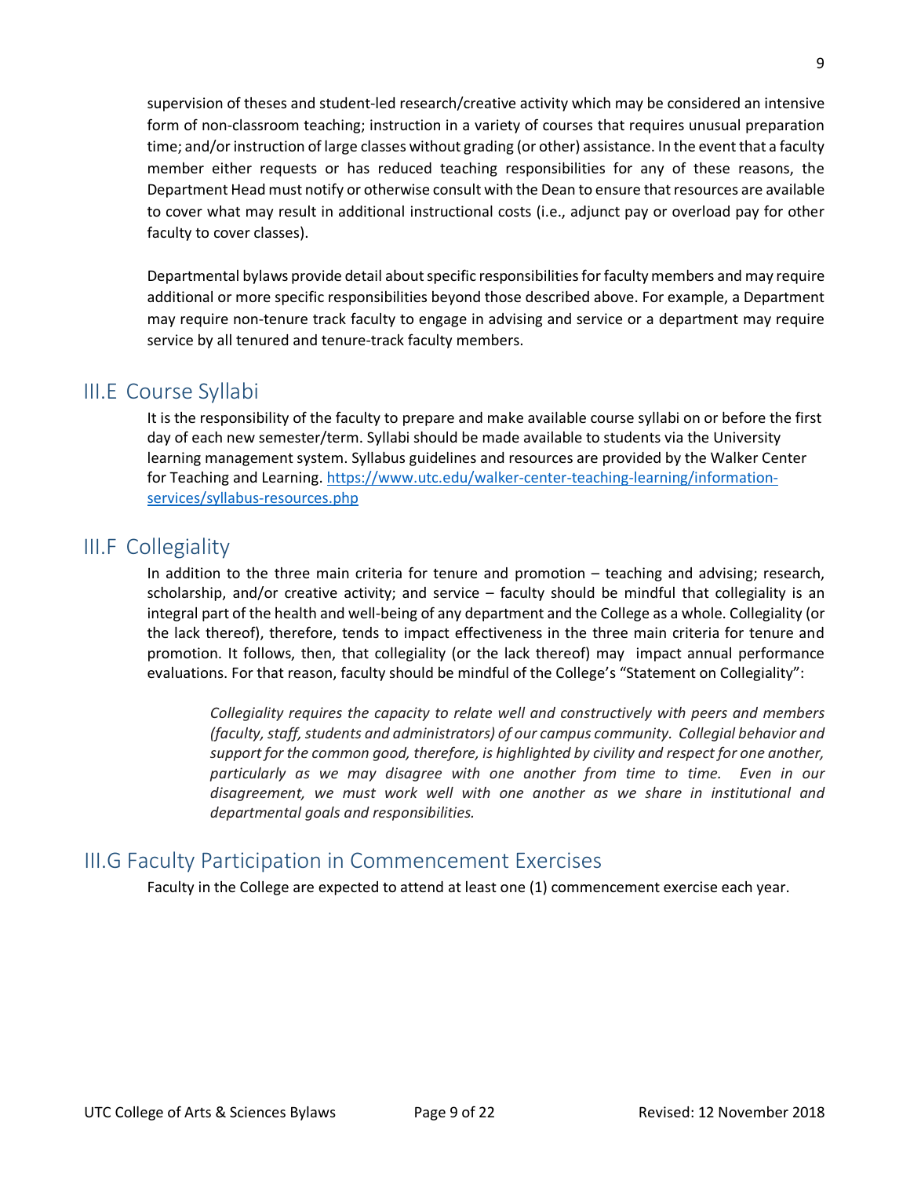supervision of theses and student-led research/creative activity which may be considered an intensive form of non-classroom teaching; instruction in a variety of courses that requires unusual preparation time; and/or instruction of large classes without grading (or other) assistance. In the event that a faculty member either requests or has reduced teaching responsibilities for any of these reasons, the Department Head must notify or otherwise consult with the Dean to ensure that resources are available to cover what may result in additional instructional costs (i.e., adjunct pay or overload pay for other faculty to cover classes).

Departmental bylaws provide detail about specific responsibilities for faculty members and may require additional or more specific responsibilities beyond those described above. For example, a Department may require non-tenure track faculty to engage in advising and service or a department may require service by all tenured and tenure-track faculty members.

## III.E Course Syllabi

It is the responsibility of the faculty to prepare and make available course syllabi on or before the first day of each new semester/term. Syllabi should be made available to students via the University learning management system. Syllabus guidelines and resources are provided by the Walker Center for Teaching and Learning. [https://www.utc.edu/walker-center-teaching-learning/information-services/syllabus-resources.php](https://www.utc.edu/walker-center-teaching-learning/information-services/syllabus-resources.php)

## III.F Collegiality

In addition to the three main criteria for tenure and promotion – teaching and advising; research, scholarship, and/or creative activity; and service – faculty should be mindful that collegiality is an integral part of the health and well-being of any department and the College as a whole. Collegiality (or the lack thereof), therefore, tends to impact effectiveness in the three main criteria for tenure and promotion. It follows, then, that collegiality (or the lack thereof) may impact annual performance evaluations. For that reason, faculty should be mindful of the College's "Statement on Collegiality":

> *Collegiality requires the capacity to relate well and constructively with peers and members (faculty, staff, students and administrators) of our campus community. Collegial behavior and support for the common good, therefore, is highlighted by civility and respect for one another, particularly as we may disagree with one another from time to time. Even in our disagreement, we must work well with one another as we share in institutional and departmental goals and responsibilities.*

## III.G Faculty Participation in Commencement Exercises

Faculty in the College are expected to attend at least one (1) commencement exercise each year.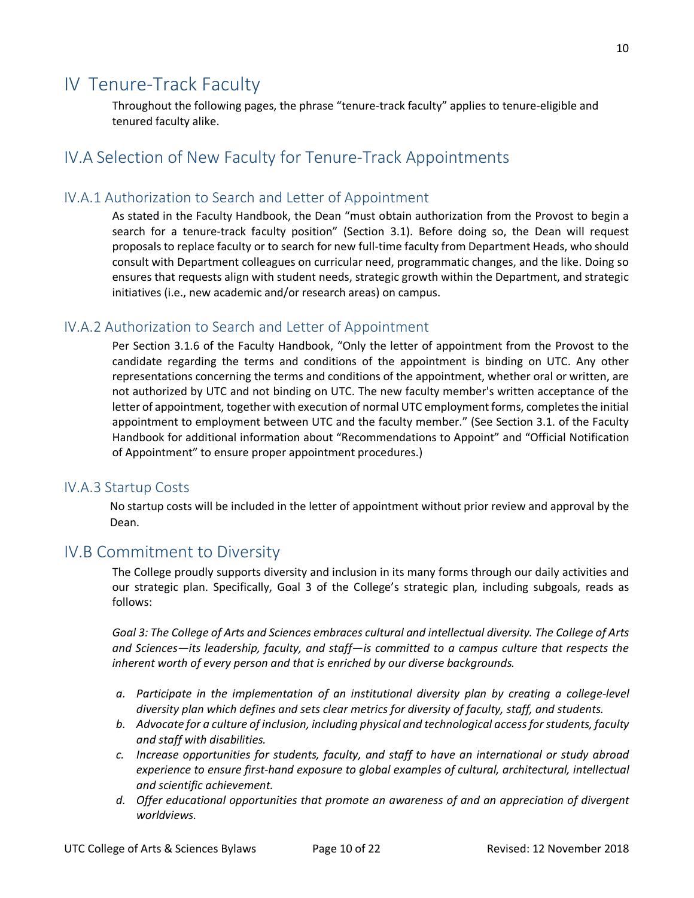# IV Tenure-Track Faculty

Throughout the following pages, the phrase "tenure-track faculty" applies to tenure-eligible and tenured faculty alike.

## IV.A Selection of New Faculty for Tenure-Track Appointments

### IV.A.1 Authorization to Search and Letter of Appointment

As stated in the Faculty Handbook, the Dean "must obtain authorization from the Provost to begin a search for a tenure-track faculty position" (Section 3.1). Before doing so, the Dean will request proposals to replace faculty or to search for new full-time faculty from Department Heads, who should consult with Department colleagues on curricular need, programmatic changes, and the like. Doing so ensures that requests align with student needs, strategic growth within the Department, and strategic initiatives (i.e., new academic and/or research areas) on campus.

### IV.A.2 Authorization to Search and Letter of Appointment

Per Section 3.1.6 of the Faculty Handbook, "Only the letter of appointment from the Provost to the candidate regarding the terms and conditions of the appointment is binding on UTC. Any other representations concerning the terms and conditions of the appointment, whether oral or written, are not authorized by UTC and not binding on UTC. The new faculty member's written acceptance of the letter of appointment, together with execution of normal UTC employment forms, completes the initial appointment to employment between UTC and the faculty member." (See Section 3.1. of the Faculty Handbook for additional information about "Recommendations to Appoint" and "Official Notification of Appointment" to ensure proper appointment procedures.)

### IV.A.3 Startup Costs

No startup costs will be included in the letter of appointment without prior review and approval by the Dean.

## IV.B Commitment to Diversity

The College proudly supports diversity and inclusion in its many forms through our daily activities and our strategic plan. Specifically, Goal 3 of the College's strategic plan, including subgoals, reads as follows:

*Goal 3: The College of Arts and Sciences embraces cultural and intellectual diversity. The College of Arts and Sciences—its leadership, faculty, and staff—is committed to a campus culture that respects the inherent worth of every person and that is enriched by our diverse backgrounds.*

a. *Participate in the implementation of an institutional diversity plan by creating a college-level diversity plan which defines and sets clear metrics for diversity of faculty, staff, and students.*
b. *Advocate for a culture of inclusion, including physical and technological access for students, faculty and staff with disabilities.*
c. *Increase opportunities for students, faculty, and staff to have an international or study abroad experience to ensure first-hand exposure to global examples of cultural, architectural, intellectual and scientific achievement.*
d. *Offer educational opportunities that promote an awareness of and an appreciation of divergent worldviews.*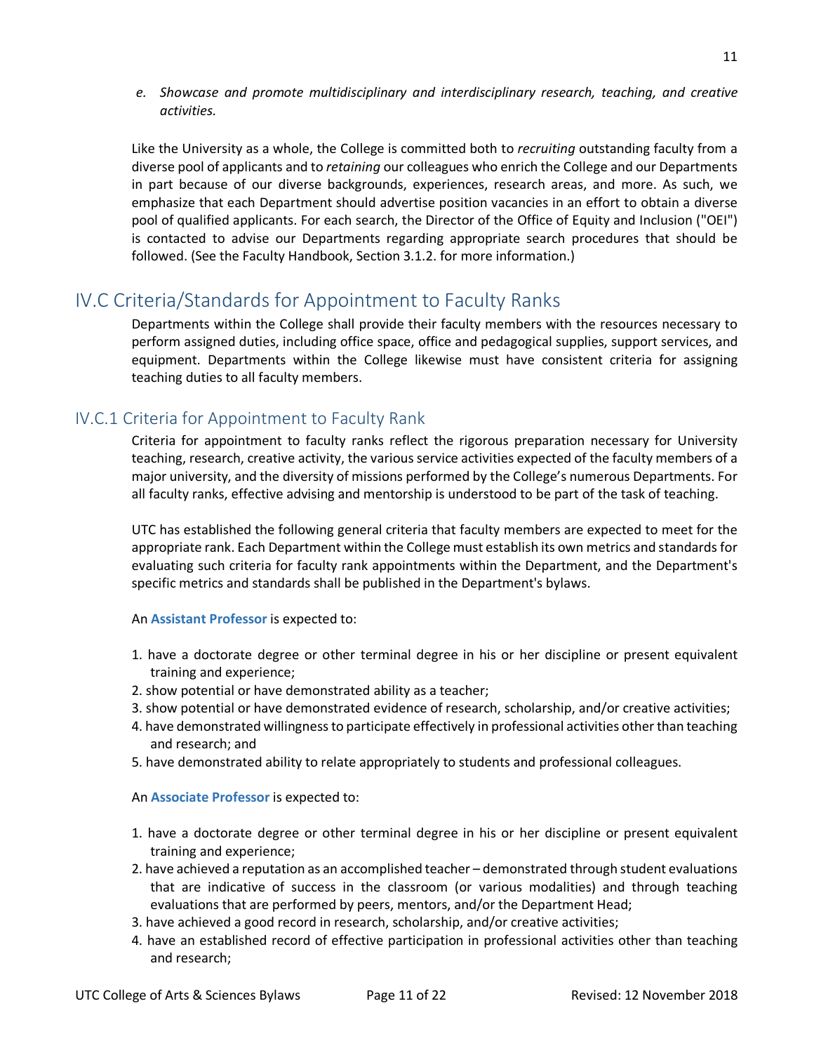e. *Showcase and promote multidisciplinary and interdisciplinary research, teaching, and creative activities.*

Like the University as a whole, the College is committed both to *recruiting* outstanding faculty from a diverse pool of applicants and to *retaining* our colleagues who enrich the College and our Departments in part because of our diverse backgrounds, experiences, research areas, and more. As such, we emphasize that each Department should advertise position vacancies in an effort to obtain a diverse pool of qualified applicants. For each search, the Director of the Office of Equity and Inclusion ("OEI") is contacted to advise our Departments regarding appropriate search procedures that should be followed. (See the Faculty Handbook, Section 3.1.2. for more information.)

## IV.C Criteria/Standards for Appointment to Faculty Ranks

Departments within the College shall provide their faculty members with the resources necessary to perform assigned duties, including office space, office and pedagogical supplies, support services, and equipment. Departments within the College likewise must have consistent criteria for assigning teaching duties to all faculty members.

### IV.C.1 Criteria for Appointment to Faculty Rank

Criteria for appointment to faculty ranks reflect the rigorous preparation necessary for University teaching, research, creative activity, the various service activities expected of the faculty members of a major university, and the diversity of missions performed by the College's numerous Departments. For all faculty ranks, effective advising and mentorship is understood to be part of the task of teaching.

UTC has established the following general criteria that faculty members are expected to meet for the appropriate rank. Each Department within the College must establish its own metrics and standards for evaluating such criteria for faculty rank appointments within the Department, and the Department's specific metrics and standards shall be published in the Department's bylaws.

An **Assistant Professor** is expected to:

1. have a doctorate degree or other terminal degree in his or her discipline or present equivalent training and experience;
2. show potential or have demonstrated ability as a teacher;
3. show potential or have demonstrated evidence of research, scholarship, and/or creative activities;
4. have demonstrated willingness to participate effectively in professional activities other than teaching and research; and
5. have demonstrated ability to relate appropriately to students and professional colleagues.

An **Associate Professor** is expected to:

1. have a doctorate degree or other terminal degree in his or her discipline or present equivalent training and experience;
2. have achieved a reputation as an accomplished teacher – demonstrated through student evaluations that are indicative of success in the classroom (or various modalities) and through teaching evaluations that are performed by peers, mentors, and/or the Department Head;
3. have achieved a good record in research, scholarship, and/or creative activities;
4. have an established record of effective participation in professional activities other than teaching and research;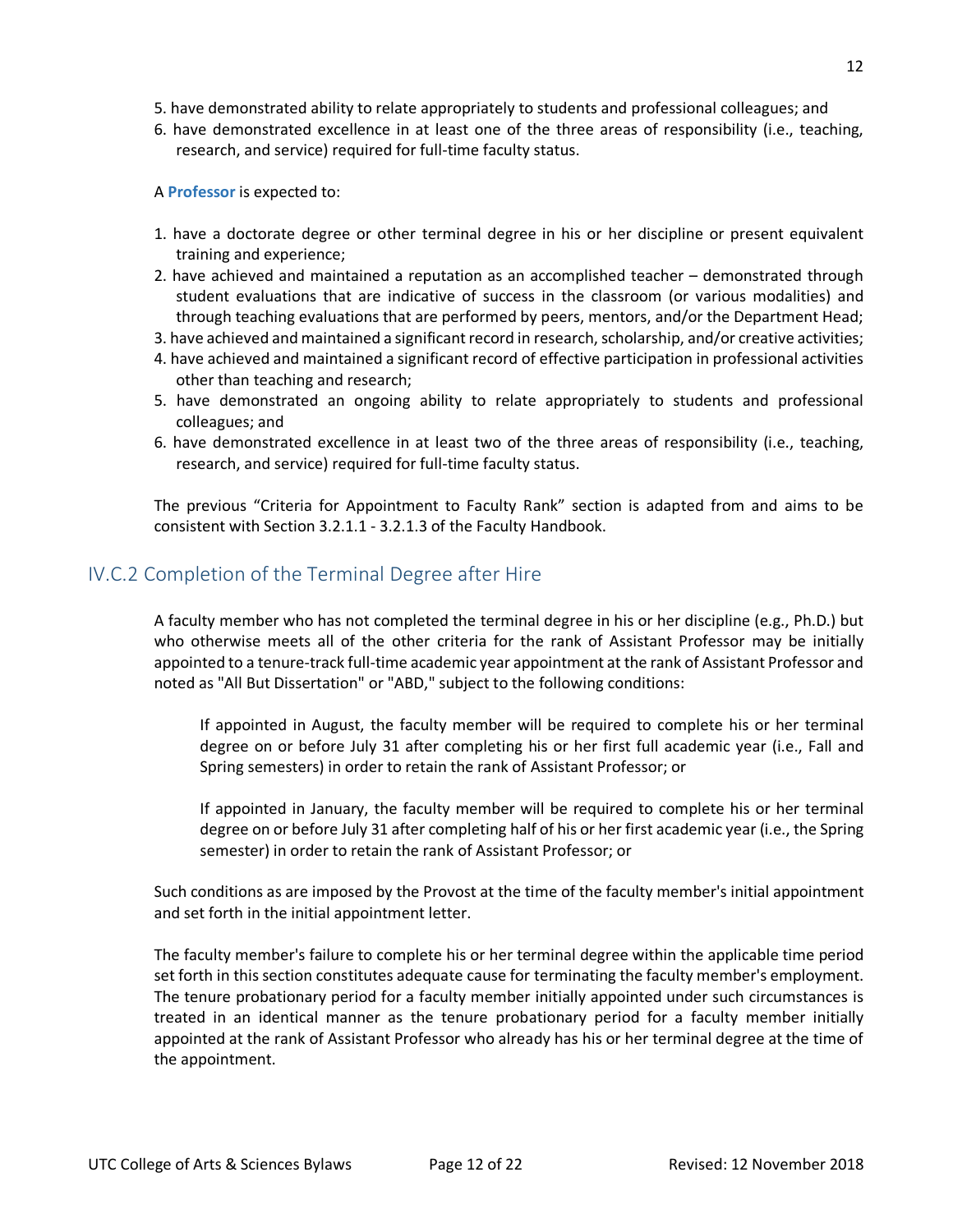5. have demonstrated ability to relate appropriately to students and professional colleagues; and
6. have demonstrated excellence in at least one of the three areas of responsibility (i.e., teaching, research, and service) required for full-time faculty status.

A **Professor** is expected to:

1. have a doctorate degree or other terminal degree in his or her discipline or present equivalent training and experience;
2. have achieved and maintained a reputation as an accomplished teacher – demonstrated through student evaluations that are indicative of success in the classroom (or various modalities) and through teaching evaluations that are performed by peers, mentors, and/or the Department Head;
3. have achieved and maintained a significant record in research, scholarship, and/or creative activities;
4. have achieved and maintained a significant record of effective participation in professional activities other than teaching and research;
5. have demonstrated an ongoing ability to relate appropriately to students and professional colleagues; and
6. have demonstrated excellence in at least two of the three areas of responsibility (i.e., teaching, research, and service) required for full-time faculty status.

The previous "Criteria for Appointment to Faculty Rank" section is adapted from and aims to be consistent with Section 3.2.1.1 - 3.2.1.3 of the Faculty Handbook.

## IV.C.2 Completion of the Terminal Degree after Hire

A faculty member who has not completed the terminal degree in his or her discipline (e.g., Ph.D.) but who otherwise meets all of the other criteria for the rank of Assistant Professor may be initially appointed to a tenure-track full-time academic year appointment at the rank of Assistant Professor and noted as "All But Dissertation" or "ABD," subject to the following conditions:

> If appointed in August, the faculty member will be required to complete his or her terminal degree on or before July 31 after completing his or her first full academic year (i.e., Fall and Spring semesters) in order to retain the rank of Assistant Professor; or
>
> If appointed in January, the faculty member will be required to complete his or her terminal degree on or before July 31 after completing half of his or her first academic year (i.e., the Spring semester) in order to retain the rank of Assistant Professor; or

Such conditions as are imposed by the Provost at the time of the faculty member's initial appointment and set forth in the initial appointment letter.

The faculty member's failure to complete his or her terminal degree within the applicable time period set forth in this section constitutes adequate cause for terminating the faculty member's employment. The tenure probationary period for a faculty member initially appointed under such circumstances is treated in an identical manner as the tenure probationary period for a faculty member initially appointed at the rank of Assistant Professor who already has his or her terminal degree at the time of the appointment.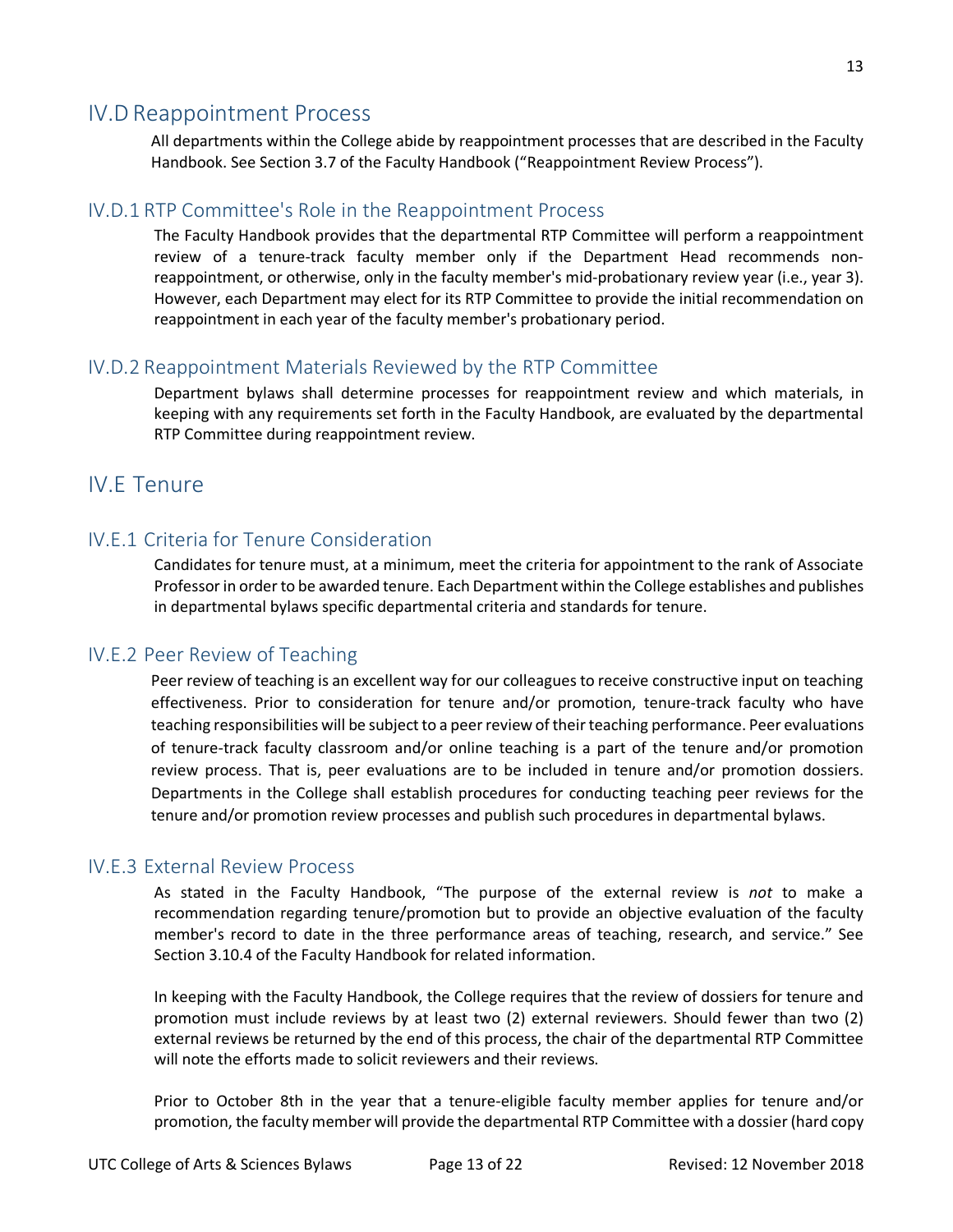## IV.D Reappointment Process

All departments within the College abide by reappointment processes that are described in the Faculty Handbook. See Section 3.7 of the Faculty Handbook ("Reappointment Review Process").

### IV.D.1 RTP Committee's Role in the Reappointment Process

The Faculty Handbook provides that the departmental RTP Committee will perform a reappointment review of a tenure-track faculty member only if the Department Head recommends non-reappointment, or otherwise, only in the faculty member's mid-probationary review year (i.e., year 3). However, each Department may elect for its RTP Committee to provide the initial recommendation on reappointment in each year of the faculty member's probationary period.

### IV.D.2 Reappointment Materials Reviewed by the RTP Committee

Department bylaws shall determine processes for reappointment review and which materials, in keeping with any requirements set forth in the Faculty Handbook, are evaluated by the departmental RTP Committee during reappointment review.

## IV.E Tenure

### IV.E.1 Criteria for Tenure Consideration

Candidates for tenure must, at a minimum, meet the criteria for appointment to the rank of Associate Professor in order to be awarded tenure. Each Department within the College establishes and publishes in departmental bylaws specific departmental criteria and standards for tenure.

### IV.E.2 Peer Review of Teaching

Peer review of teaching is an excellent way for our colleagues to receive constructive input on teaching effectiveness. Prior to consideration for tenure and/or promotion, tenure-track faculty who have teaching responsibilities will be subject to a peer review of their teaching performance. Peer evaluations of tenure-track faculty classroom and/or online teaching is a part of the tenure and/or promotion review process. That is, peer evaluations are to be included in tenure and/or promotion dossiers. Departments in the College shall establish procedures for conducting teaching peer reviews for the tenure and/or promotion review processes and publish such procedures in departmental bylaws.

### IV.E.3 External Review Process

As stated in the Faculty Handbook, "The purpose of the external review is *not* to make a recommendation regarding tenure/promotion but to provide an objective evaluation of the faculty member's record to date in the three performance areas of teaching, research, and service." See Section 3.10.4 of the Faculty Handbook for related information.

In keeping with the Faculty Handbook, the College requires that the review of dossiers for tenure and promotion must include reviews by at least two (2) external reviewers. Should fewer than two (2) external reviews be returned by the end of this process, the chair of the departmental RTP Committee will note the efforts made to solicit reviewers and their reviews.

Prior to October 8th in the year that a tenure-eligible faculty member applies for tenure and/or promotion, the faculty member will provide the departmental RTP Committee with a dossier (hard copy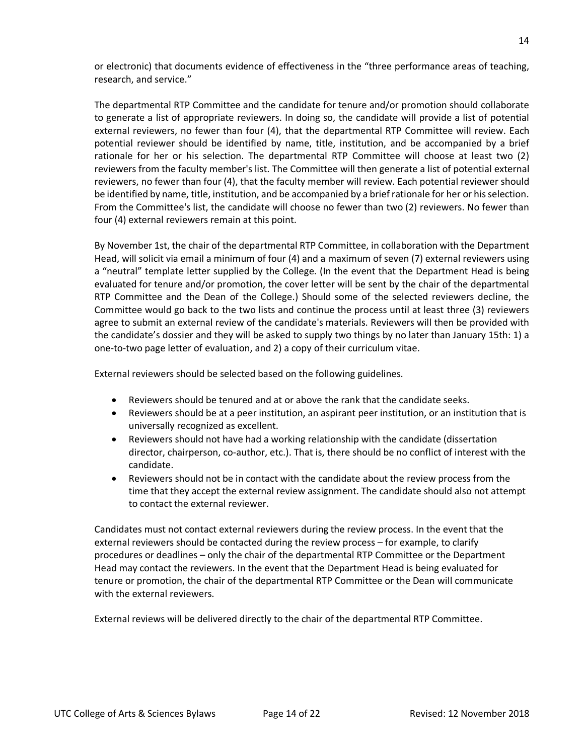or electronic) that documents evidence of effectiveness in the “three performance areas of teaching, research, and service.”

The departmental RTP Committee and the candidate for tenure and/or promotion should collaborate to generate a list of appropriate reviewers. In doing so, the candidate will provide a list of potential external reviewers, no fewer than four (4), that the departmental RTP Committee will review. Each potential reviewer should be identified by name, title, institution, and be accompanied by a brief rationale for her or his selection. The departmental RTP Committee will choose at least two (2) reviewers from the faculty member's list. The Committee will then generate a list of potential external reviewers, no fewer than four (4), that the faculty member will review. Each potential reviewer should be identified by name, title, institution, and be accompanied by a brief rationale for her or his selection. From the Committee's list, the candidate will choose no fewer than two (2) reviewers. No fewer than four (4) external reviewers remain at this point.

By November 1st, the chair of the departmental RTP Committee, in collaboration with the Department Head, will solicit via email a minimum of four (4) and a maximum of seven (7) external reviewers using a “neutral” template letter supplied by the College. (In the event that the Department Head is being evaluated for tenure and/or promotion, the cover letter will be sent by the chair of the departmental RTP Committee and the Dean of the College.) Should some of the selected reviewers decline, the Committee would go back to the two lists and continue the process until at least three (3) reviewers agree to submit an external review of the candidate's materials. Reviewers will then be provided with the candidate’s dossier and they will be asked to supply two things by no later than January 15th: 1) a one-to-two page letter of evaluation, and 2) a copy of their curriculum vitae.

External reviewers should be selected based on the following guidelines.

- Reviewers should be tenured and at or above the rank that the candidate seeks.
- Reviewers should be at a peer institution, an aspirant peer institution, or an institution that is universally recognized as excellent.
- Reviewers should not have had a working relationship with the candidate (dissertation director, chairperson, co-author, etc.). That is, there should be no conflict of interest with the candidate.
- Reviewers should not be in contact with the candidate about the review process from the time that they accept the external review assignment. The candidate should also not attempt to contact the external reviewer.

Candidates must not contact external reviewers during the review process. In the event that the external reviewers should be contacted during the review process – for example, to clarify procedures or deadlines – only the chair of the departmental RTP Committee or the Department Head may contact the reviewers. In the event that the Department Head is being evaluated for tenure or promotion, the chair of the departmental RTP Committee or the Dean will communicate with the external reviewers.

External reviews will be delivered directly to the chair of the departmental RTP Committee.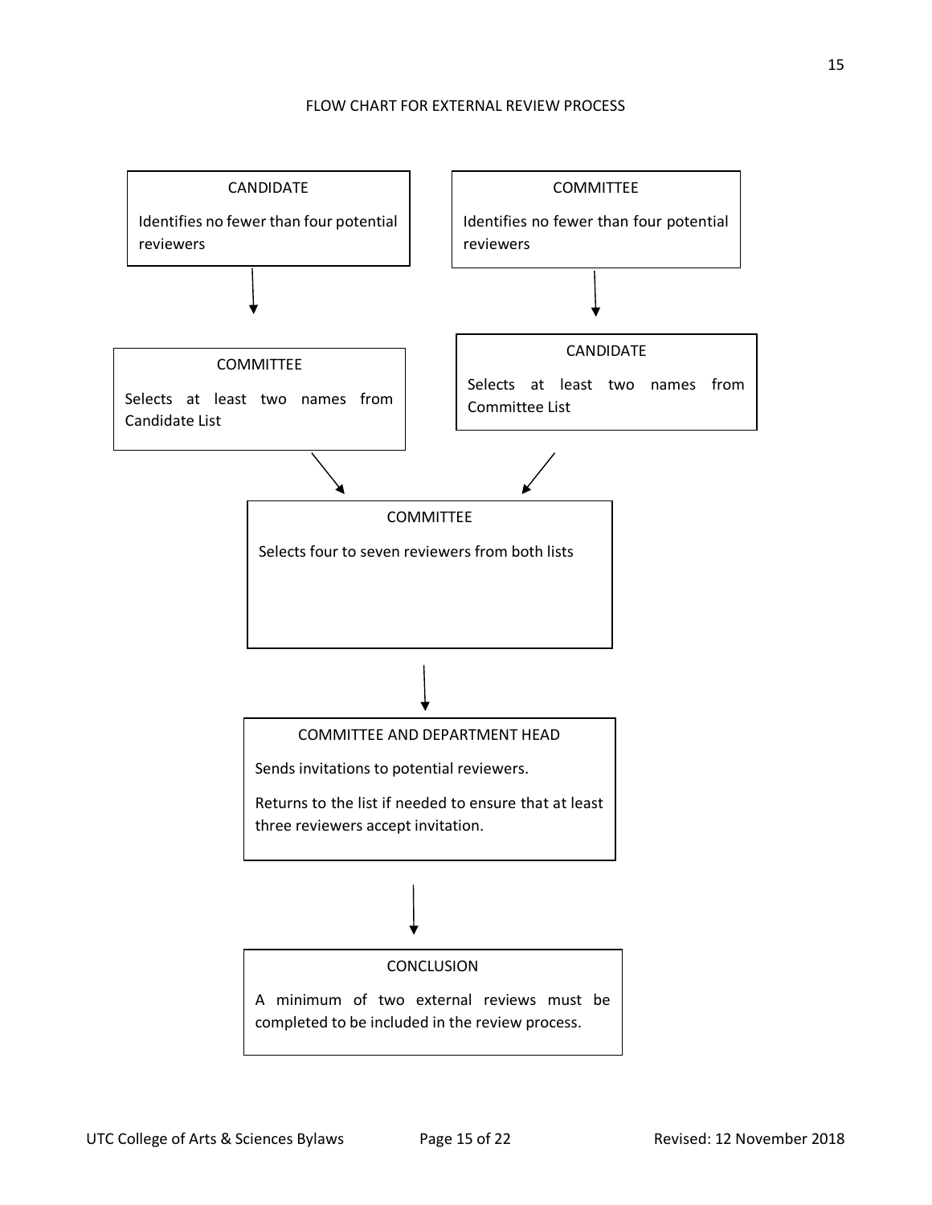## FLOW CHART FOR EXTERNAL REVIEW PROCESS

**CANDIDATE**

Identifies no fewer than four potential reviewers

↓

**COMMITTEE**

Selects at least two names from Candidate List

---

**COMMITTEE**

Identifies no fewer than four potential reviewers

↓

**CANDIDATE**

Selects at least two names from Committee List

---

↓

**COMMITTEE**

Selects four to seven reviewers from both lists

↓

**COMMITTEE AND DEPARTMENT HEAD**

Sends invitations to potential reviewers.

Returns to the list if needed to ensure that at least three reviewers accept invitation.

↓

**CONCLUSION**

A minimum of two external reviews must be completed to be included in the review process.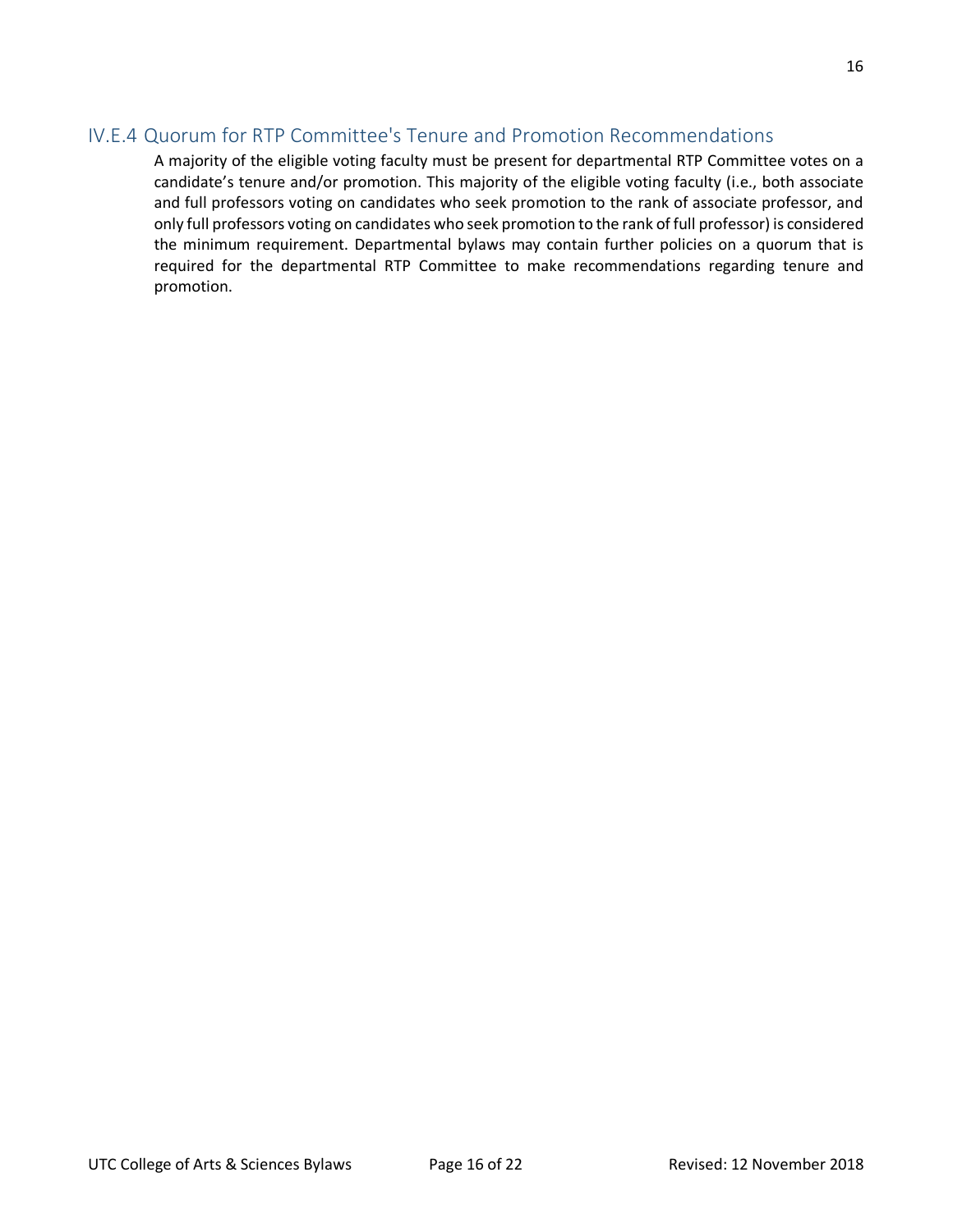### IV.E.4 Quorum for RTP Committee's Tenure and Promotion Recommendations

A majority of the eligible voting faculty must be present for departmental RTP Committee votes on a candidate's tenure and/or promotion. This majority of the eligible voting faculty (i.e., both associate and full professors voting on candidates who seek promotion to the rank of associate professor, and only full professors voting on candidates who seek promotion to the rank of full professor) is considered the minimum requirement. Departmental bylaws may contain further policies on a quorum that is required for the departmental RTP Committee to make recommendations regarding tenure and promotion.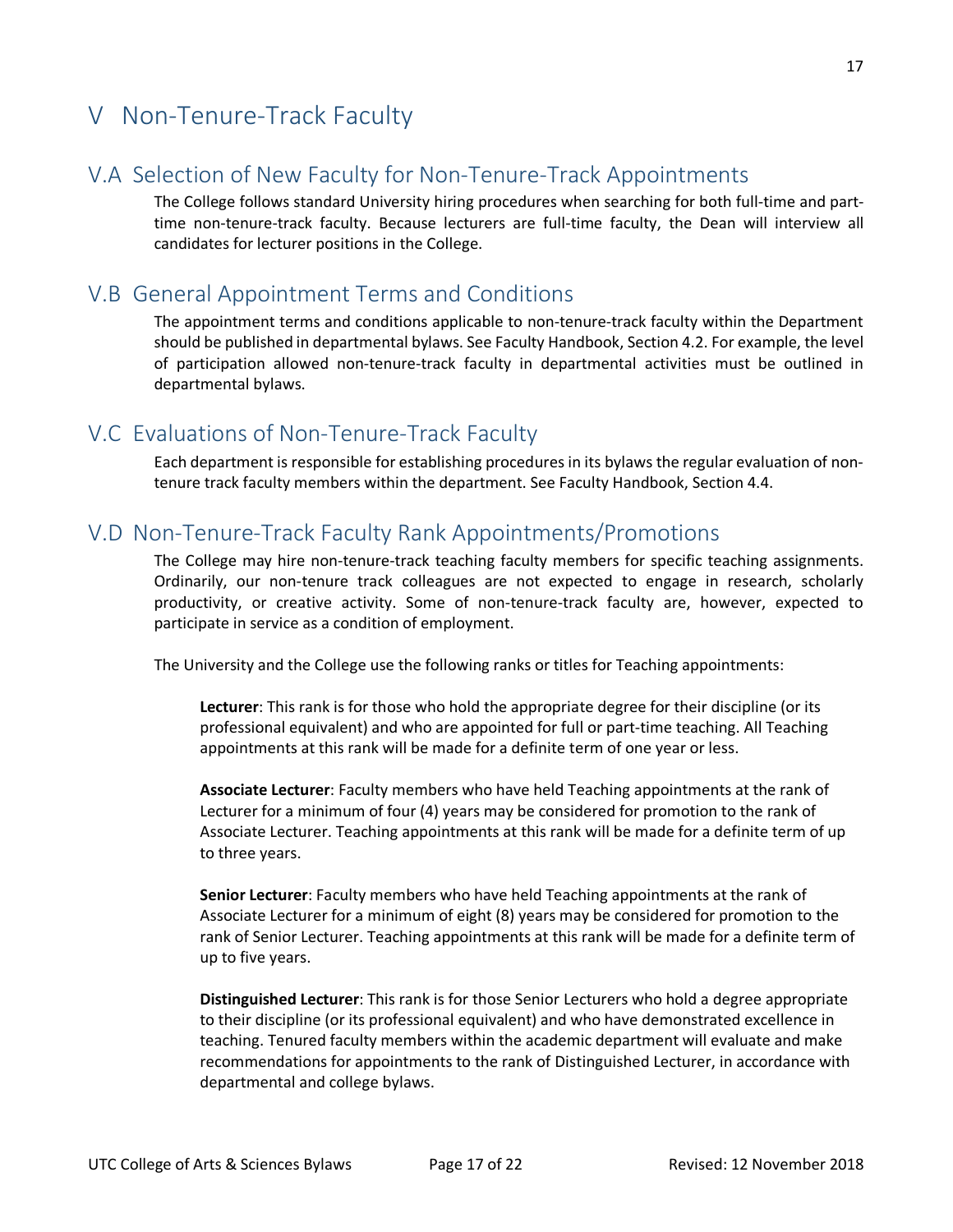# V Non-Tenure-Track Faculty

## V.A Selection of New Faculty for Non-Tenure-Track Appointments

The College follows standard University hiring procedures when searching for both full-time and part-time non-tenure-track faculty. Because lecturers are full-time faculty, the Dean will interview all candidates for lecturer positions in the College.

## V.B General Appointment Terms and Conditions

The appointment terms and conditions applicable to non-tenure-track faculty within the Department should be published in departmental bylaws. See Faculty Handbook, Section 4.2. For example, the level of participation allowed non-tenure-track faculty in departmental activities must be outlined in departmental bylaws.

## V.C Evaluations of Non-Tenure-Track Faculty

Each department is responsible for establishing procedures in its bylaws the regular evaluation of non-tenure track faculty members within the department. See Faculty Handbook, Section 4.4.

## V.D Non-Tenure-Track Faculty Rank Appointments/Promotions

The College may hire non-tenure-track teaching faculty members for specific teaching assignments. Ordinarily, our non-tenure track colleagues are not expected to engage in research, scholarly productivity, or creative activity. Some of non-tenure-track faculty are, however, expected to participate in service as a condition of employment.

The University and the College use the following ranks or titles for Teaching appointments:

**Lecturer**: This rank is for those who hold the appropriate degree for their discipline (or its professional equivalent) and who are appointed for full or part-time teaching. All Teaching appointments at this rank will be made for a definite term of one year or less.

**Associate Lecturer**: Faculty members who have held Teaching appointments at the rank of Lecturer for a minimum of four (4) years may be considered for promotion to the rank of Associate Lecturer. Teaching appointments at this rank will be made for a definite term of up to three years.

**Senior Lecturer**: Faculty members who have held Teaching appointments at the rank of Associate Lecturer for a minimum of eight (8) years may be considered for promotion to the rank of Senior Lecturer. Teaching appointments at this rank will be made for a definite term of up to five years.

**Distinguished Lecturer**: This rank is for those Senior Lecturers who hold a degree appropriate to their discipline (or its professional equivalent) and who have demonstrated excellence in teaching. Tenured faculty members within the academic department will evaluate and make recommendations for appointments to the rank of Distinguished Lecturer, in accordance with departmental and college bylaws.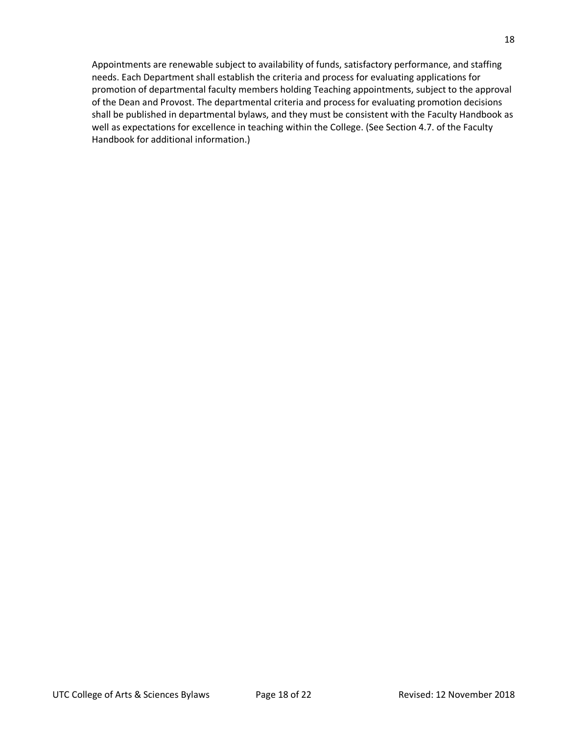Appointments are renewable subject to availability of funds, satisfactory performance, and staffing needs. Each Department shall establish the criteria and process for evaluating applications for promotion of departmental faculty members holding Teaching appointments, subject to the approval of the Dean and Provost. The departmental criteria and process for evaluating promotion decisions shall be published in departmental bylaws, and they must be consistent with the Faculty Handbook as well as expectations for excellence in teaching within the College. (See Section 4.7. of the Faculty Handbook for additional information.)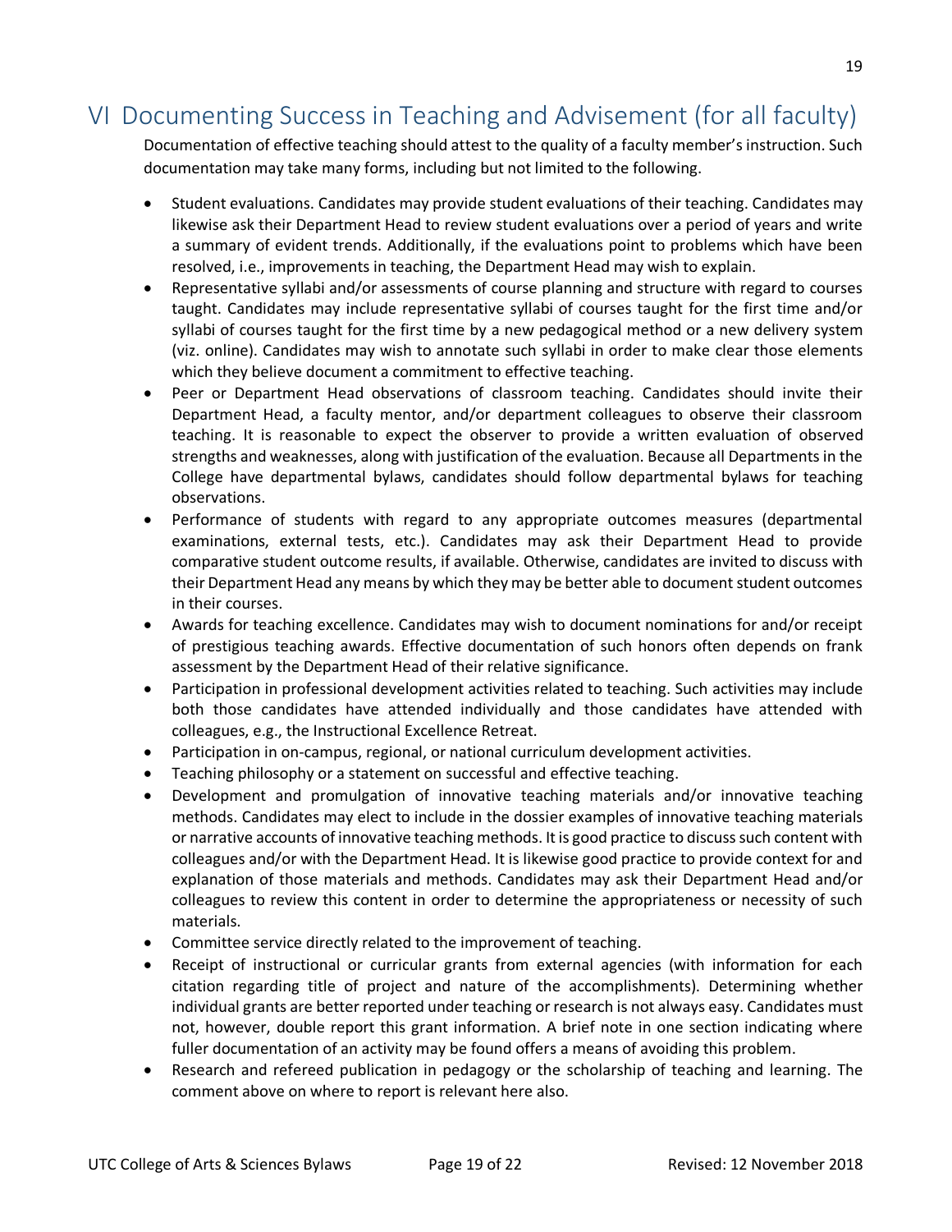# VI Documenting Success in Teaching and Advisement (for all faculty)

Documentation of effective teaching should attest to the quality of a faculty member's instruction. Such documentation may take many forms, including but not limited to the following.

- Student evaluations. Candidates may provide student evaluations of their teaching. Candidates may likewise ask their Department Head to review student evaluations over a period of years and write a summary of evident trends. Additionally, if the evaluations point to problems which have been resolved, i.e., improvements in teaching, the Department Head may wish to explain.
- Representative syllabi and/or assessments of course planning and structure with regard to courses taught. Candidates may include representative syllabi of courses taught for the first time and/or syllabi of courses taught for the first time by a new pedagogical method or a new delivery system (viz. online). Candidates may wish to annotate such syllabi in order to make clear those elements which they believe document a commitment to effective teaching.
- Peer or Department Head observations of classroom teaching. Candidates should invite their Department Head, a faculty mentor, and/or department colleagues to observe their classroom teaching. It is reasonable to expect the observer to provide a written evaluation of observed strengths and weaknesses, along with justification of the evaluation. Because all Departments in the College have departmental bylaws, candidates should follow departmental bylaws for teaching observations.
- Performance of students with regard to any appropriate outcomes measures (departmental examinations, external tests, etc.). Candidates may ask their Department Head to provide comparative student outcome results, if available. Otherwise, candidates are invited to discuss with their Department Head any means by which they may be better able to document student outcomes in their courses.
- Awards for teaching excellence. Candidates may wish to document nominations for and/or receipt of prestigious teaching awards. Effective documentation of such honors often depends on frank assessment by the Department Head of their relative significance.
- Participation in professional development activities related to teaching. Such activities may include both those candidates have attended individually and those candidates have attended with colleagues, e.g., the Instructional Excellence Retreat.
- Participation in on-campus, regional, or national curriculum development activities.
- Teaching philosophy or a statement on successful and effective teaching.
- Development and promulgation of innovative teaching materials and/or innovative teaching methods. Candidates may elect to include in the dossier examples of innovative teaching materials or narrative accounts of innovative teaching methods. It is good practice to discuss such content with colleagues and/or with the Department Head. It is likewise good practice to provide context for and explanation of those materials and methods. Candidates may ask their Department Head and/or colleagues to review this content in order to determine the appropriateness or necessity of such materials.
- Committee service directly related to the improvement of teaching.
- Receipt of instructional or curricular grants from external agencies (with information for each citation regarding title of project and nature of the accomplishments). Determining whether individual grants are better reported under teaching or research is not always easy. Candidates must not, however, double report this grant information. A brief note in one section indicating where fuller documentation of an activity may be found offers a means of avoiding this problem.
- Research and refereed publication in pedagogy or the scholarship of teaching and learning. The comment above on where to report is relevant here also.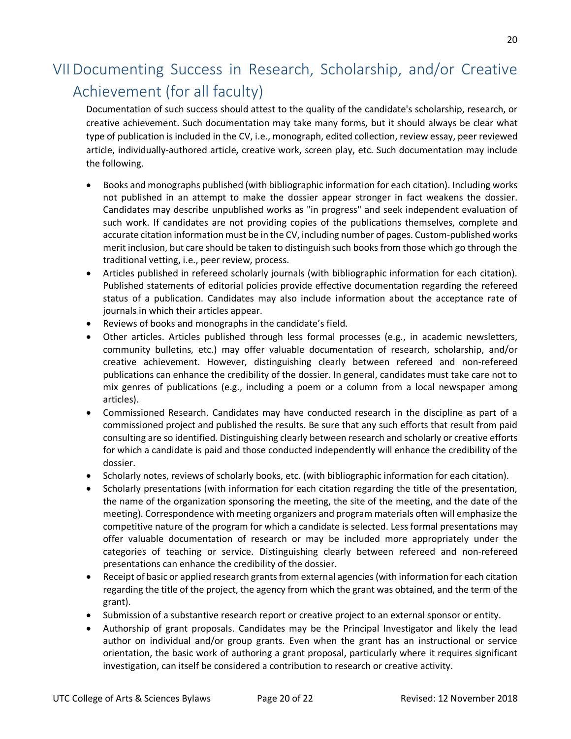# VII Documenting Success in Research, Scholarship, and/or Creative Achievement (for all faculty)

Documentation of such success should attest to the quality of the candidate's scholarship, research, or creative achievement. Such documentation may take many forms, but it should always be clear what type of publication is included in the CV, i.e., monograph, edited collection, review essay, peer reviewed article, individually-authored article, creative work, screen play, etc. Such documentation may include the following.

- Books and monographs published (with bibliographic information for each citation). Including works not published in an attempt to make the dossier appear stronger in fact weakens the dossier. Candidates may describe unpublished works as "in progress" and seek independent evaluation of such work. If candidates are not providing copies of the publications themselves, complete and accurate citation information must be in the CV, including number of pages. Custom-published works merit inclusion, but care should be taken to distinguish such books from those which go through the traditional vetting, i.e., peer review, process.
- Articles published in refereed scholarly journals (with bibliographic information for each citation). Published statements of editorial policies provide effective documentation regarding the refereed status of a publication. Candidates may also include information about the acceptance rate of journals in which their articles appear.
- Reviews of books and monographs in the candidate's field.
- Other articles. Articles published through less formal processes (e.g., in academic newsletters, community bulletins, etc.) may offer valuable documentation of research, scholarship, and/or creative achievement. However, distinguishing clearly between refereed and non-refereed publications can enhance the credibility of the dossier. In general, candidates must take care not to mix genres of publications (e.g., including a poem or a column from a local newspaper among articles).
- Commissioned Research. Candidates may have conducted research in the discipline as part of a commissioned project and published the results. Be sure that any such efforts that result from paid consulting are so identified. Distinguishing clearly between research and scholarly or creative efforts for which a candidate is paid and those conducted independently will enhance the credibility of the dossier.
- Scholarly notes, reviews of scholarly books, etc. (with bibliographic information for each citation).
- Scholarly presentations (with information for each citation regarding the title of the presentation, the name of the organization sponsoring the meeting, the site of the meeting, and the date of the meeting). Correspondence with meeting organizers and program materials often will emphasize the competitive nature of the program for which a candidate is selected. Less formal presentations may offer valuable documentation of research or may be included more appropriately under the categories of teaching or service. Distinguishing clearly between refereed and non-refereed presentations can enhance the credibility of the dossier.
- Receipt of basic or applied research grants from external agencies (with information for each citation regarding the title of the project, the agency from which the grant was obtained, and the term of the grant).
- Submission of a substantive research report or creative project to an external sponsor or entity.
- Authorship of grant proposals. Candidates may be the Principal Investigator and likely the lead author on individual and/or group grants. Even when the grant has an instructional or service orientation, the basic work of authoring a grant proposal, particularly where it requires significant investigation, can itself be considered a contribution to research or creative activity.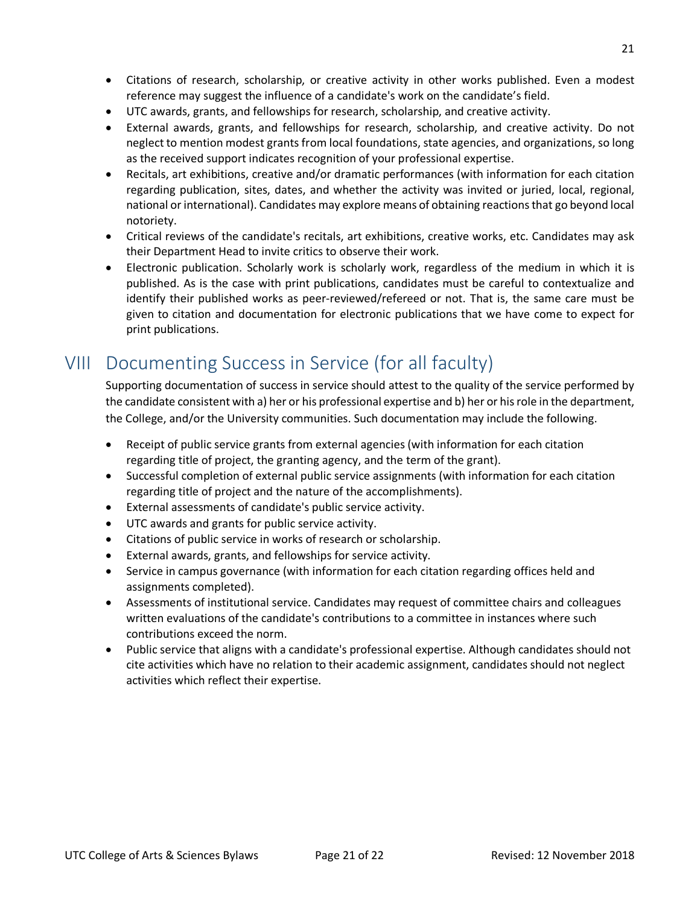- Citations of research, scholarship, or creative activity in other works published. Even a modest reference may suggest the influence of a candidate's work on the candidate's field.
- UTC awards, grants, and fellowships for research, scholarship, and creative activity.
- External awards, grants, and fellowships for research, scholarship, and creative activity. Do not neglect to mention modest grants from local foundations, state agencies, and organizations, so long as the received support indicates recognition of your professional expertise.
- Recitals, art exhibitions, creative and/or dramatic performances (with information for each citation regarding publication, sites, dates, and whether the activity was invited or juried, local, regional, national or international). Candidates may explore means of obtaining reactions that go beyond local notoriety.
- Critical reviews of the candidate's recitals, art exhibitions, creative works, etc. Candidates may ask their Department Head to invite critics to observe their work.
- Electronic publication. Scholarly work is scholarly work, regardless of the medium in which it is published. As is the case with print publications, candidates must be careful to contextualize and identify their published works as peer-reviewed/refereed or not. That is, the same care must be given to citation and documentation for electronic publications that we have come to expect for print publications.

# VIII Documenting Success in Service (for all faculty)

Supporting documentation of success in service should attest to the quality of the service performed by the candidate consistent with a) her or his professional expertise and b) her or his role in the department, the College, and/or the University communities. Such documentation may include the following.

- Receipt of public service grants from external agencies (with information for each citation regarding title of project, the granting agency, and the term of the grant).
- Successful completion of external public service assignments (with information for each citation regarding title of project and the nature of the accomplishments).
- External assessments of candidate's public service activity.
- UTC awards and grants for public service activity.
- Citations of public service in works of research or scholarship.
- External awards, grants, and fellowships for service activity.
- Service in campus governance (with information for each citation regarding offices held and assignments completed).
- Assessments of institutional service. Candidates may request of committee chairs and colleagues written evaluations of the candidate's contributions to a committee in instances where such contributions exceed the norm.
- Public service that aligns with a candidate's professional expertise. Although candidates should not cite activities which have no relation to their academic assignment, candidates should not neglect activities which reflect their expertise.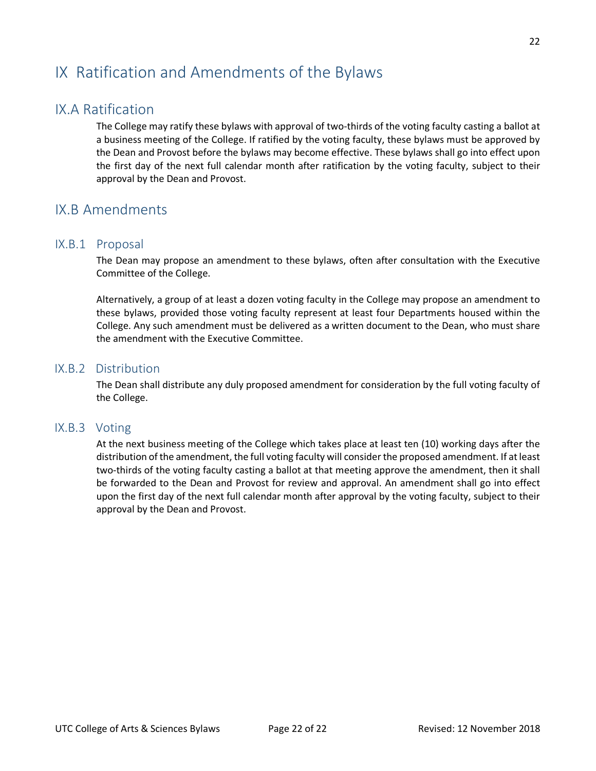# IX Ratification and Amendments of the Bylaws

## IX.A Ratification

The College may ratify these bylaws with approval of two-thirds of the voting faculty casting a ballot at a business meeting of the College. If ratified by the voting faculty, these bylaws must be approved by the Dean and Provost before the bylaws may become effective. These bylaws shall go into effect upon the first day of the next full calendar month after ratification by the voting faculty, subject to their approval by the Dean and Provost.

## IX.B Amendments

### IX.B.1 Proposal

The Dean may propose an amendment to these bylaws, often after consultation with the Executive Committee of the College.

Alternatively, a group of at least a dozen voting faculty in the College may propose an amendment to these bylaws, provided those voting faculty represent at least four Departments housed within the College. Any such amendment must be delivered as a written document to the Dean, who must share the amendment with the Executive Committee.

### IX.B.2 Distribution

The Dean shall distribute any duly proposed amendment for consideration by the full voting faculty of the College.

### IX.B.3 Voting

At the next business meeting of the College which takes place at least ten (10) working days after the distribution of the amendment, the full voting faculty will consider the proposed amendment. If at least two-thirds of the voting faculty casting a ballot at that meeting approve the amendment, then it shall be forwarded to the Dean and Provost for review and approval. An amendment shall go into effect upon the first day of the next full calendar month after approval by the voting faculty, subject to their approval by the Dean and Provost.